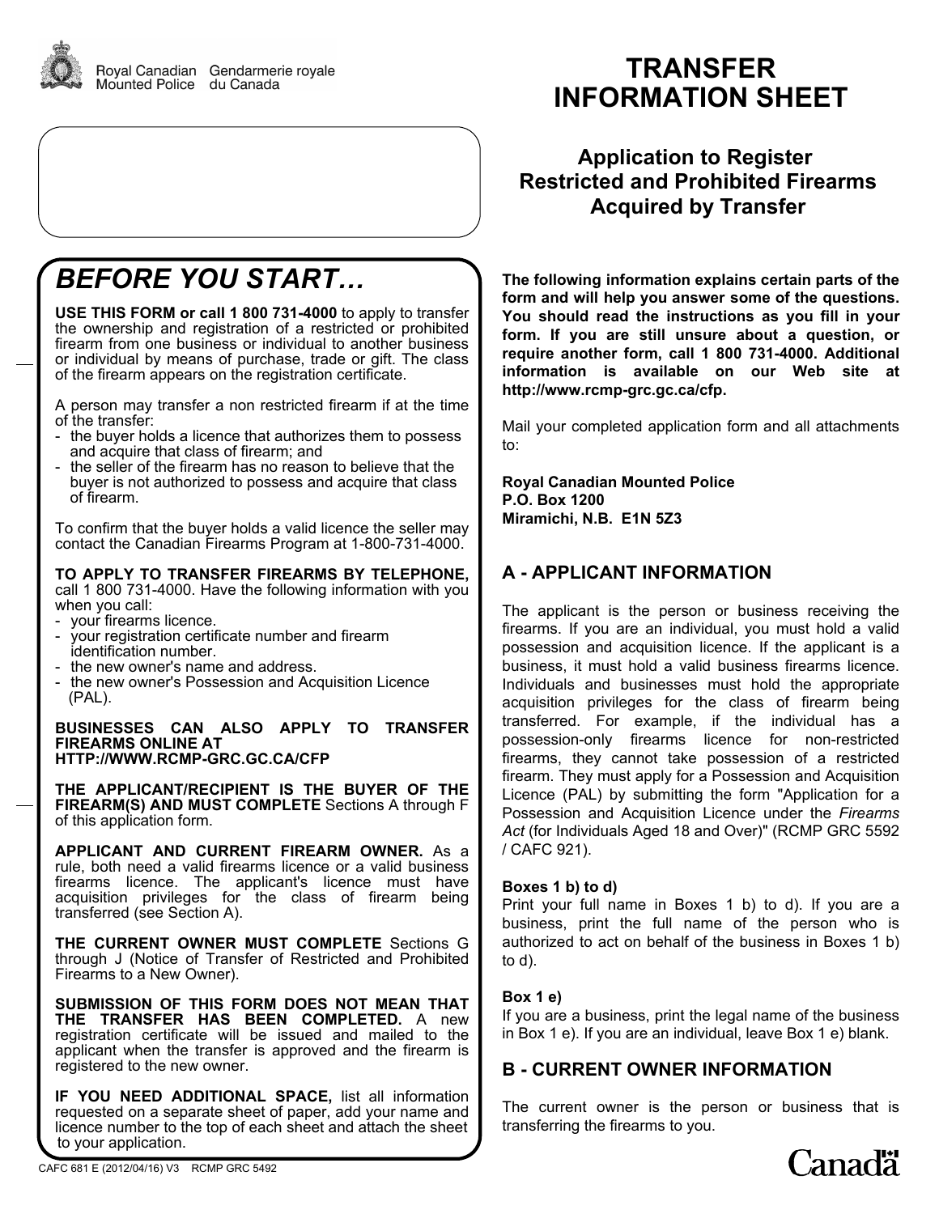Royal Canadian Mounted Police · Gendarmerie royale du Canada

# TRANSFER INFORMATION SHEET

### Application to Register Restricted and Prohibited Firearms Acquired by Transfer

## BEFORE YOU START…

**USE THIS FORM or call 1 800 731-4000** to apply to transfer the ownership and registration of a restricted or prohibited firearm from one business or individual to another business or individual by means of purchase, trade or gift. The class of the firearm appears on the registration certificate.

A person may transfer a non restricted firearm if at the time of the transfer:

- the buyer holds a licence that authorizes them to possess and acquire that class of firearm; and
- the seller of the firearm has no reason to believe that the buyer is not authorized to possess and acquire that class of firearm.

To confirm that the buyer holds a valid licence the seller may contact the Canadian Firearms Program at 1-800-731-4000.

**TO APPLY TO TRANSFER FIREARMS BY TELEPHONE,** call 1 800 731-4000. Have the following information with you when you call:

- your firearms licence.
- your registration certificate number and firearm identification number.
- the new owner's name and address.
- the new owner's Possession and Acquisition Licence (PAL).

**BUSINESSES CAN ALSO APPLY TO TRANSFER FIREARMS ONLINE AT HTTP://WWW.RCMP-GRC.GC.CA/CFP**

**THE APPLICANT/RECIPIENT IS THE BUYER OF THE FIREARM(S) AND MUST COMPLETE** Sections A through F of this application form.

**APPLICANT AND CURRENT FIREARM OWNER.** As a rule, both need a valid firearms licence or a valid business firearms licence. The applicant's licence must have acquisition privileges for the class of firearm being transferred (see Section A).

**THE CURRENT OWNER MUST COMPLETE** Sections G through J (Notice of Transfer of Restricted and Prohibited Firearms to a New Owner).

**SUBMISSION OF THIS FORM DOES NOT MEAN THAT THE TRANSFER HAS BEEN COMPLETED.** A new registration certificate will be issued and mailed to the applicant when the transfer is approved and the firearm is registered to the new owner.

**IF YOU NEED ADDITIONAL SPACE,** list all information requested on a separate sheet of paper, add your name and licence number to the top of each sheet and attach the sheet to your application.

**The following information explains certain parts of the form and will help you answer some of the questions. You should read the instructions as you fill in your form. If you are still unsure about a question, or require another form, call 1 800 731-4000. Additional information is available on our Web site at http://www.rcmp-grc.gc.ca/cfp.**

Mail your completed application form and all attachments to:

**Royal Canadian Mounted Police**
**P.O. Box 1200**
**Miramichi, N.B. E1N 5Z3**

## A - APPLICANT INFORMATION

The applicant is the person or business receiving the firearms. If you are an individual, you must hold a valid possession and acquisition licence. If the applicant is a business, it must hold a valid business firearms licence. Individuals and businesses must hold the appropriate acquisition privileges for the class of firearm being transferred. For example, if the individual has a possession-only firearms licence for non-restricted firearms, they cannot take possession of a restricted firearm. They must apply for a Possession and Acquisition Licence (PAL) by submitting the form "Application for a Possession and Acquisition Licence under the *Firearms Act* (for Individuals Aged 18 and Over)" (RCMP GRC 5592 / CAFC 921).

**Boxes 1 b) to d)**
Print your full name in Boxes 1 b) to d). If you are a business, print the full name of the person who is authorized to act on behalf of the business in Boxes 1 b) to d).

**Box 1 e)**
If you are a business, print the legal name of the business in Box 1 e). If you are an individual, leave Box 1 e) blank.

## B - CURRENT OWNER INFORMATION

The current owner is the person or business that is transferring the firearms to you.

CAFC 681 E (2012/04/16) V3 RCMP GRC 5492

Canada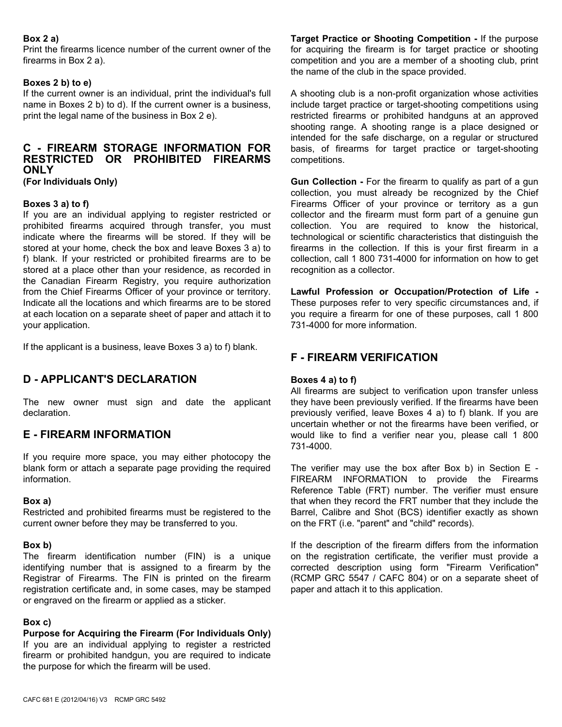**Box 2 a)**
Print the firearms licence number of the current owner of the firearms in Box 2 a).

**Boxes 2 b) to e)**
If the current owner is an individual, print the individual's full name in Boxes 2 b) to d). If the current owner is a business, print the legal name of the business in Box 2 e).

## C - FIREARM STORAGE INFORMATION FOR RESTRICTED OR PROHIBITED FIREARMS ONLY

**(For Individuals Only)**

**Boxes 3 a) to f)**
If you are an individual applying to register restricted or prohibited firearms acquired through transfer, you must indicate where the firearms will be stored. If they will be stored at your home, check the box and leave Boxes 3 a) to f) blank. If your restricted or prohibited firearms are to be stored at a place other than your residence, as recorded in the Canadian Firearm Registry, you require authorization from the Chief Firearms Officer of your province or territory. Indicate all the locations and which firearms are to be stored at each location on a separate sheet of paper and attach it to your application.

If the applicant is a business, leave Boxes 3 a) to f) blank.

## D - APPLICANT'S DECLARATION

The new owner must sign and date the applicant declaration.

## E - FIREARM INFORMATION

If you require more space, you may either photocopy the blank form or attach a separate page providing the required information.

**Box a)**
Restricted and prohibited firearms must be registered to the current owner before they may be transferred to you.

**Box b)**
The firearm identification number (FIN) is a unique identifying number that is assigned to a firearm by the Registrar of Firearms. The FIN is printed on the firearm registration certificate and, in some cases, may be stamped or engraved on the firearm or applied as a sticker.

**Box c)**
**Purpose for Acquiring the Firearm (For Individuals Only)**
If you are an individual applying to register a restricted firearm or prohibited handgun, you are required to indicate the purpose for which the firearm will be used.

**Target Practice or Shooting Competition -** If the purpose for acquiring the firearm is for target practice or shooting competition and you are a member of a shooting club, print the name of the club in the space provided.

A shooting club is a non-profit organization whose activities include target practice or target-shooting competitions using restricted firearms or prohibited handguns at an approved shooting range. A shooting range is a place designed or intended for the safe discharge, on a regular or structured basis, of firearms for target practice or target-shooting competitions.

**Gun Collection -** For the firearm to qualify as part of a gun collection, you must already be recognized by the Chief Firearms Officer of your province or territory as a gun collector and the firearm must form part of a genuine gun collection. You are required to know the historical, technological or scientific characteristics that distinguish the firearms in the collection. If this is your first firearm in a collection, call 1 800 731-4000 for information on how to get recognition as a collector.

**Lawful Profession or Occupation/Protection of Life -** These purposes refer to very specific circumstances and, if you require a firearm for one of these purposes, call 1 800 731-4000 for more information.

## F - FIREARM VERIFICATION

**Boxes 4 a) to f)**
All firearms are subject to verification upon transfer unless they have been previously verified. If the firearms have been previously verified, leave Boxes 4 a) to f) blank. If you are uncertain whether or not the firearms have been verified, or would like to find a verifier near you, please call 1 800 731-4000.

The verifier may use the box after Box b) in Section E - FIREARM INFORMATION to provide the Firearms Reference Table (FRT) number. The verifier must ensure that when they record the FRT number that they include the Barrel, Calibre and Shot (BCS) identifier exactly as shown on the FRT (i.e. "parent" and "child" records).

If the description of the firearm differs from the information on the registration certificate, the verifier must provide a corrected description using form "Firearm Verification" (RCMP GRC 5547 / CAFC 804) or on a separate sheet of paper and attach it to this application.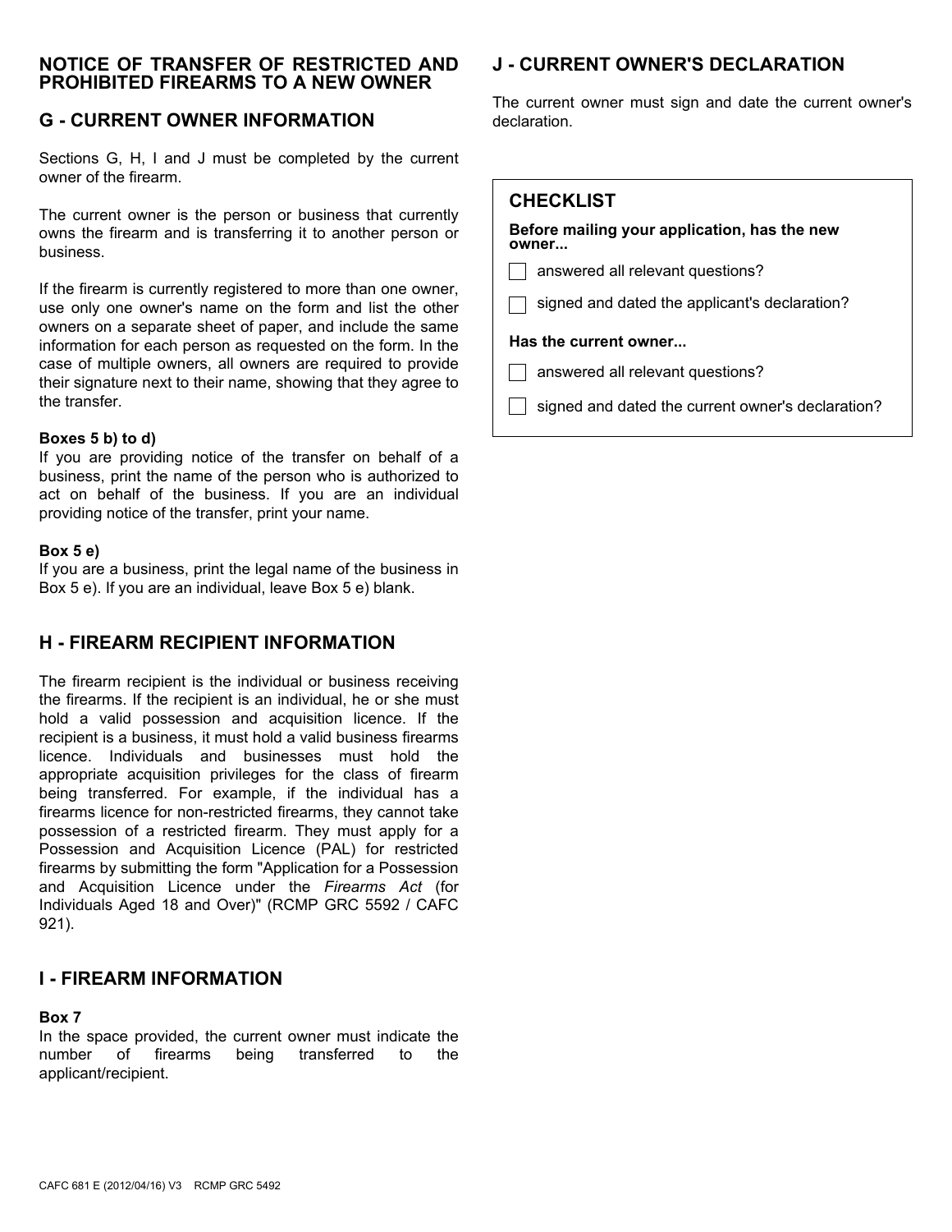## NOTICE OF TRANSFER OF RESTRICTED AND PROHIBITED FIREARMS TO A NEW OWNER

### G - CURRENT OWNER INFORMATION

Sections G, H, I and J must be completed by the current owner of the firearm.

The current owner is the person or business that currently owns the firearm and is transferring it to another person or business.

If the firearm is currently registered to more than one owner, use only one owner's name on the form and list the other owners on a separate sheet of paper, and include the same information for each person as requested on the form. In the case of multiple owners, all owners are required to provide their signature next to their name, showing that they agree to the transfer.

**Boxes 5 b) to d)**
If you are providing notice of the transfer on behalf of a business, print the name of the person who is authorized to act on behalf of the business. If you are an individual providing notice of the transfer, print your name.

**Box 5 e)**
If you are a business, print the legal name of the business in Box 5 e). If you are an individual, leave Box 5 e) blank.

### H - FIREARM RECIPIENT INFORMATION

The firearm recipient is the individual or business receiving the firearms. If the recipient is an individual, he or she must hold a valid possession and acquisition licence. If the recipient is a business, it must hold a valid business firearms licence. Individuals and businesses must hold the appropriate acquisition privileges for the class of firearm being transferred. For example, if the individual has a firearms licence for non-restricted firearms, they cannot take possession of a restricted firearm. They must apply for a Possession and Acquisition Licence (PAL) for restricted firearms by submitting the form "Application for a Possession and Acquisition Licence under the *Firearms Act* (for Individuals Aged 18 and Over)" (RCMP GRC 5592 / CAFC 921).

### I - FIREARM INFORMATION

**Box 7**
In the space provided, the current owner must indicate the number of firearms being transferred to the applicant/recipient.

### J - CURRENT OWNER'S DECLARATION

The current owner must sign and date the current owner's declaration.

### CHECKLIST

**Before mailing your application, has the new owner...**

- [ ] answered all relevant questions?
- [ ] signed and dated the applicant's declaration?

**Has the current owner...**

- [ ] answered all relevant questions?
- [ ] signed and dated the current owner's declaration?

CAFC 681 E (2012/04/16) V3 RCMP GRC 5492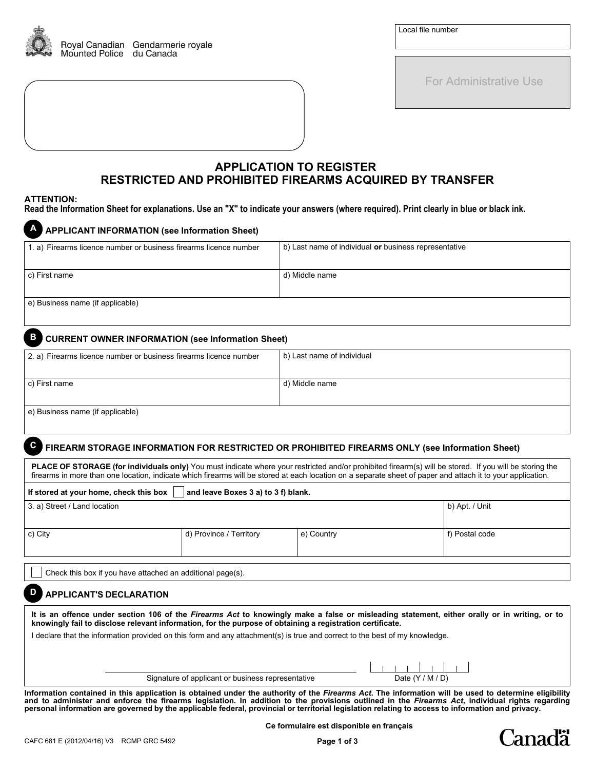Royal Canadian Mounted Police | Gendarmerie royale du Canada

| Local file number |
| --- |
| |

For Administrative Use

# APPLICATION TO REGISTER RESTRICTED AND PROHIBITED FIREARMS ACQUIRED BY TRANSFER

**ATTENTION:**
**Read the Information Sheet for explanations. Use an "X" to indicate your answers (where required). Print clearly in blue or black ink.**

## A APPLICANT INFORMATION (see Information Sheet)

| 1. a) Firearms licence number or business firearms licence number | b) Last name of individual **or** business representative |
| --- | --- |
| c) First name | d) Middle name |
| e) Business name (if applicable) | |

## B CURRENT OWNER INFORMATION (see Information Sheet)

| 2. a) Firearms licence number or business firearms licence number | b) Last name of individual |
| --- | --- |
| c) First name | d) Middle name |
| e) Business name (if applicable) | |

## C FIREARM STORAGE INFORMATION FOR RESTRICTED OR PROHIBITED FIREARMS ONLY (see Information Sheet)

**PLACE OF STORAGE (for individuals only)** You must indicate where your restricted and/or prohibited firearm(s) will be stored. If you will be storing the firearms in more than one location, indicate which firearms will be stored at each location on a separate sheet of paper and attach it to your application.

**If stored at your home, check this box ☐ and leave Boxes 3 a) to 3 f) blank.**

| 3. a) Street / Land location | | | b) Apt. / Unit |
| --- | --- | --- | --- |
| c) City | d) Province / Territory | e) Country | f) Postal code |

☐ Check this box if you have attached an additional page(s).

## D APPLICANT'S DECLARATION

**It is an offence under section 106 of the *Firearms Act* to knowingly make a false or misleading statement, either orally or in writing, or to knowingly fail to disclose relevant information, for the purpose of obtaining a registration certificate.**

I declare that the information provided on this form and any attachment(s) is true and correct to the best of my knowledge.

Signature of applicant or business representative

Date (Y / M / D)

**Information contained in this application is obtained under the authority of the *Firearms Act*. The information will be used to determine eligibility and to administer and enforce the firearms legislation. In addition to the provisions outlined in the *Firearms Act*, individual rights regarding personal information are governed by the applicable federal, provincial or territorial legislation relating to access to information and privacy.**

**Ce formulaire est disponible en français**

CAFC 681 E (2012/04/16) V3 RCMP GRC 5492

Canada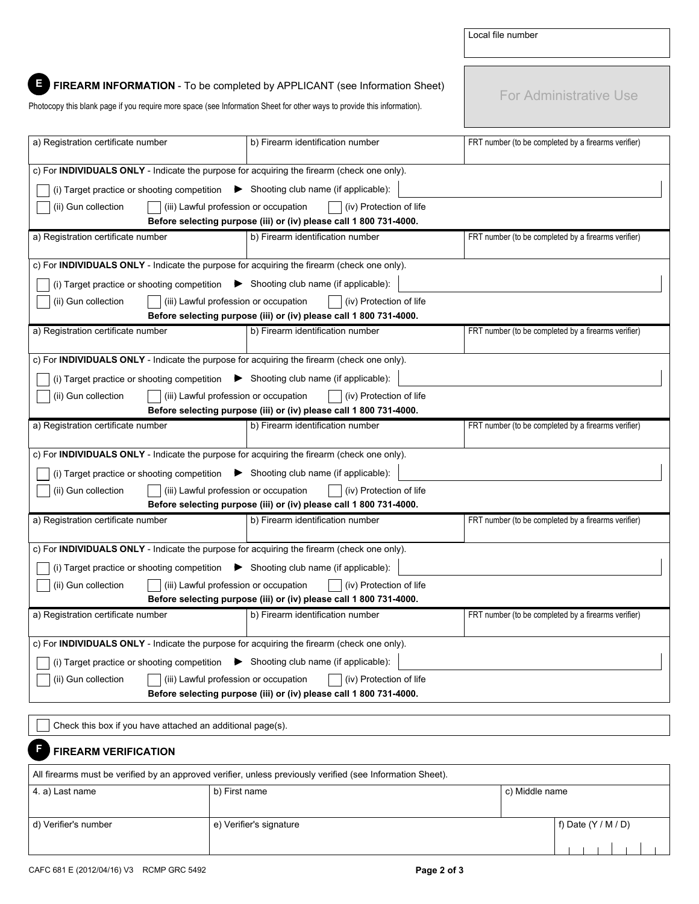Local file number

## E FIREARM INFORMATION - To be completed by APPLICANT (see Information Sheet)

Photocopy this blank page if you require more space (see Information Sheet for other ways to provide this information).

For Administrative Use

| a) Registration certificate number | b) Firearm identification number | FRT number (to be completed by a firearms verifier) |
|---|---|---|
| | | |

c) For **INDIVIDUALS ONLY** - Indicate the purpose for acquiring the firearm (check one only).

- ☐ (i) Target practice or shooting competition ▶ Shooting club name (if applicable):
- ☐ (ii) Gun collection ☐ (iii) Lawful profession or occupation ☐ (iv) Protection of life

**Before selecting purpose (iii) or (iv) please call 1 800 731-4000.**

| a) Registration certificate number | b) Firearm identification number | FRT number (to be completed by a firearms verifier) |
|---|---|---|
| | | |

c) For **INDIVIDUALS ONLY** - Indicate the purpose for acquiring the firearm (check one only).

- ☐ (i) Target practice or shooting competition ▶ Shooting club name (if applicable):
- ☐ (ii) Gun collection ☐ (iii) Lawful profession or occupation ☐ (iv) Protection of life

**Before selecting purpose (iii) or (iv) please call 1 800 731-4000.**

| a) Registration certificate number | b) Firearm identification number | FRT number (to be completed by a firearms verifier) |
|---|---|---|
| | | |

c) For **INDIVIDUALS ONLY** - Indicate the purpose for acquiring the firearm (check one only).

- ☐ (i) Target practice or shooting competition ▶ Shooting club name (if applicable):
- ☐ (ii) Gun collection ☐ (iii) Lawful profession or occupation ☐ (iv) Protection of life

**Before selecting purpose (iii) or (iv) please call 1 800 731-4000.**

| a) Registration certificate number | b) Firearm identification number | FRT number (to be completed by a firearms verifier) |
|---|---|---|
| | | |

c) For **INDIVIDUALS ONLY** - Indicate the purpose for acquiring the firearm (check one only).

- ☐ (i) Target practice or shooting competition ▶ Shooting club name (if applicable):
- ☐ (ii) Gun collection ☐ (iii) Lawful profession or occupation ☐ (iv) Protection of life

**Before selecting purpose (iii) or (iv) please call 1 800 731-4000.**

| a) Registration certificate number | b) Firearm identification number | FRT number (to be completed by a firearms verifier) |
|---|---|---|
| | | |

c) For **INDIVIDUALS ONLY** - Indicate the purpose for acquiring the firearm (check one only).

- ☐ (i) Target practice or shooting competition ▶ Shooting club name (if applicable):
- ☐ (ii) Gun collection ☐ (iii) Lawful profession or occupation ☐ (iv) Protection of life

**Before selecting purpose (iii) or (iv) please call 1 800 731-4000.**

| a) Registration certificate number | b) Firearm identification number | FRT number (to be completed by a firearms verifier) |
|---|---|---|
| | | |

c) For **INDIVIDUALS ONLY** - Indicate the purpose for acquiring the firearm (check one only).

- ☐ (i) Target practice or shooting competition ▶ Shooting club name (if applicable):
- ☐ (ii) Gun collection ☐ (iii) Lawful profession or occupation ☐ (iv) Protection of life

**Before selecting purpose (iii) or (iv) please call 1 800 731-4000.**

☐ Check this box if you have attached an additional page(s).

## F FIREARM VERIFICATION

All firearms must be verified by an approved verifier, unless previously verified (see Information Sheet).

| 4. a) Last name | b) First name | c) Middle name |
|---|---|---|
| | | |
| d) Verifier's number | e) Verifier's signature | f) Date (Y / M / D) |
| | | |

CAFC 681 E (2012/04/16) V3 RCMP GRC 5492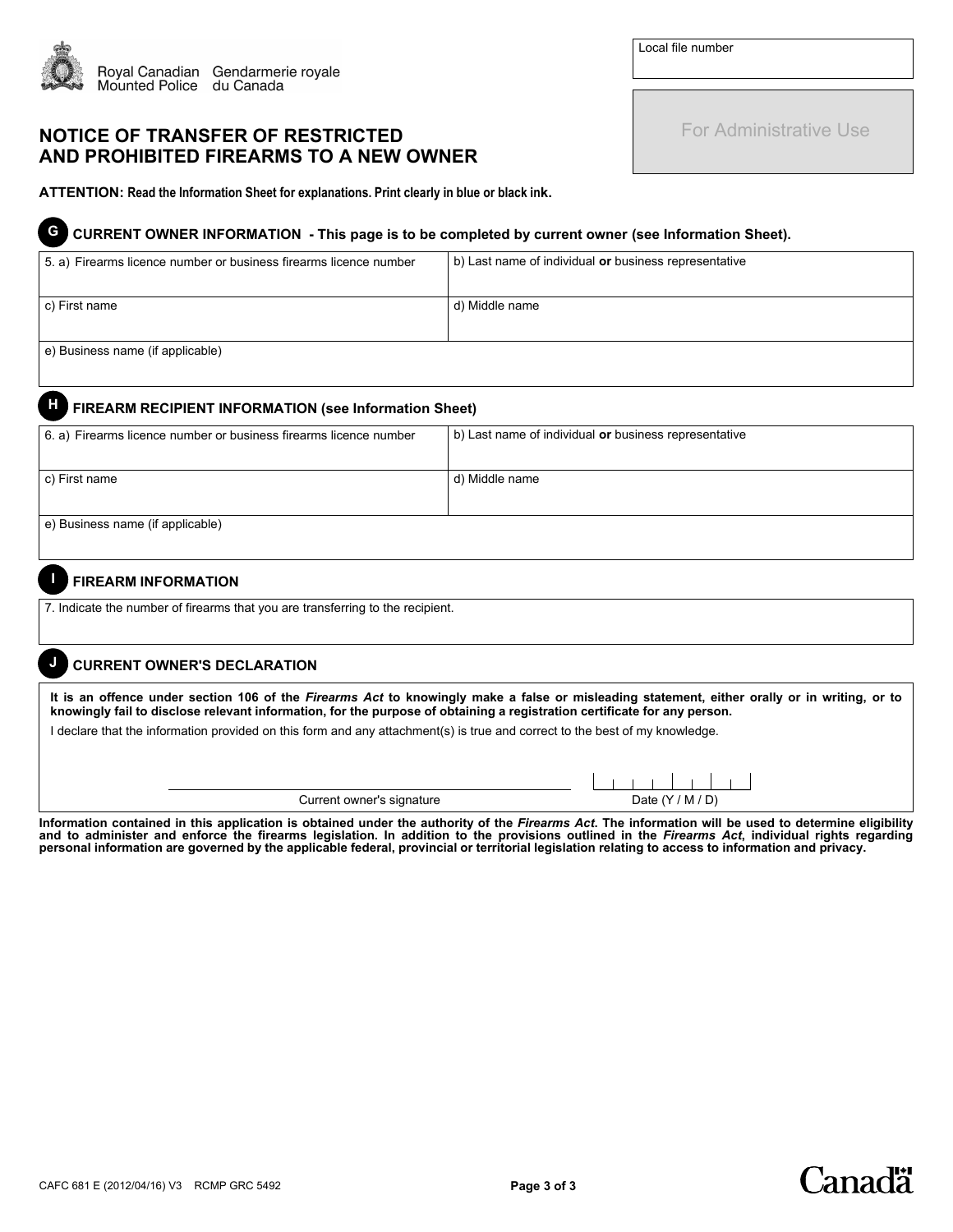Royal Canadian Mounted Police Gendarmerie royale du Canada

| Local file number |
|---|
| |

For Administrative Use

# NOTICE OF TRANSFER OF RESTRICTED AND PROHIBITED FIREARMS TO A NEW OWNER

**ATTENTION: Read the Information Sheet for explanations. Print clearly in blue or black ink.**

## G CURRENT OWNER INFORMATION - This page is to be completed by current owner (see Information Sheet).

| | |
|---|---|
| 5. a) Firearms licence number or business firearms licence number | b) Last name of individual **or** business representative |
| c) First name | d) Middle name |
| e) Business name (if applicable) | |

## H FIREARM RECIPIENT INFORMATION (see Information Sheet)

| | |
|---|---|
| 6. a) Firearms licence number or business firearms licence number | b) Last name of individual **or** business representative |
| c) First name | d) Middle name |
| e) Business name (if applicable) | |

## I FIREARM INFORMATION

7. Indicate the number of firearms that you are transferring to the recipient.

## J CURRENT OWNER'S DECLARATION

**It is an offence under section 106 of the *Firearms Act* to knowingly make a false or misleading statement, either orally or in writing, or to knowingly fail to disclose relevant information, for the purpose of obtaining a registration certificate for any person.**

I declare that the information provided on this form and any attachment(s) is true and correct to the best of my knowledge.

Current owner's signature

Date (Y / M / D)

**Information contained in this application is obtained under the authority of the *Firearms Act*. The information will be used to determine eligibility and to administer and enforce the firearms legislation. In addition to the provisions outlined in the *Firearms Act*, individual rights regarding personal information are governed by the applicable federal, provincial or territorial legislation relating to access to information and privacy.**

CAFC 681 E (2012/04/16) V3 RCMP GRC 5492

Canada